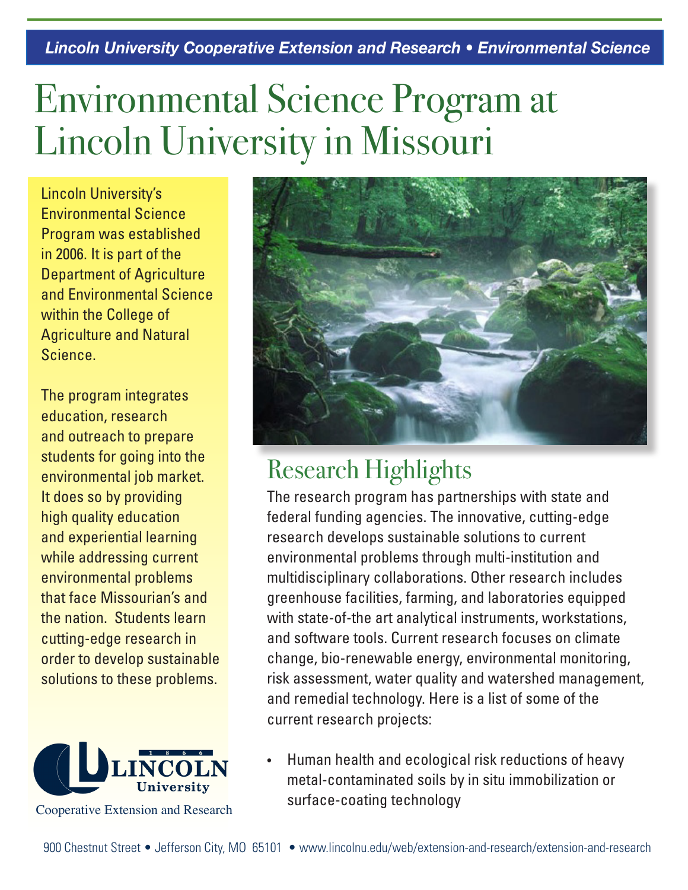# Environmental Science Program at Lincoln University in Missouri

Lincoln University's Environmental Science Program was established in 2006. It is part of the Department of Agriculture and Environmental Science within the College of Agriculture and Natural Science.

The program integrates education, research and outreach to prepare students for going into the environmental job market. It does so by providing high quality education and experiential learning while addressing current environmental problems that face Missourian's and the nation. Students learn cutting-edge research in order to develop sustainable solutions to these problems.

Lincoln University
Cooperative Extension and Research

## Research Highlights

The research program has partnerships with state and federal funding agencies. The innovative, cutting-edge research develops sustainable solutions to current environmental problems through multi-institution and multidisciplinary collaborations. Other research includes greenhouse facilities, farming, and laboratories equipped with state-of-the art analytical instruments, workstations, and software tools. Current research focuses on climate change, bio-renewable energy, environmental monitoring, risk assessment, water quality and watershed management, and remedial technology. Here is a list of some of the current research projects:

- Human health and ecological risk reductions of heavy metal-contaminated soils by in situ immobilization or surface-coating technology

900 Chestnut Street • Jefferson City, MO 65101 • www.lincolnu.edu/web/extension-and-research/extension-and-research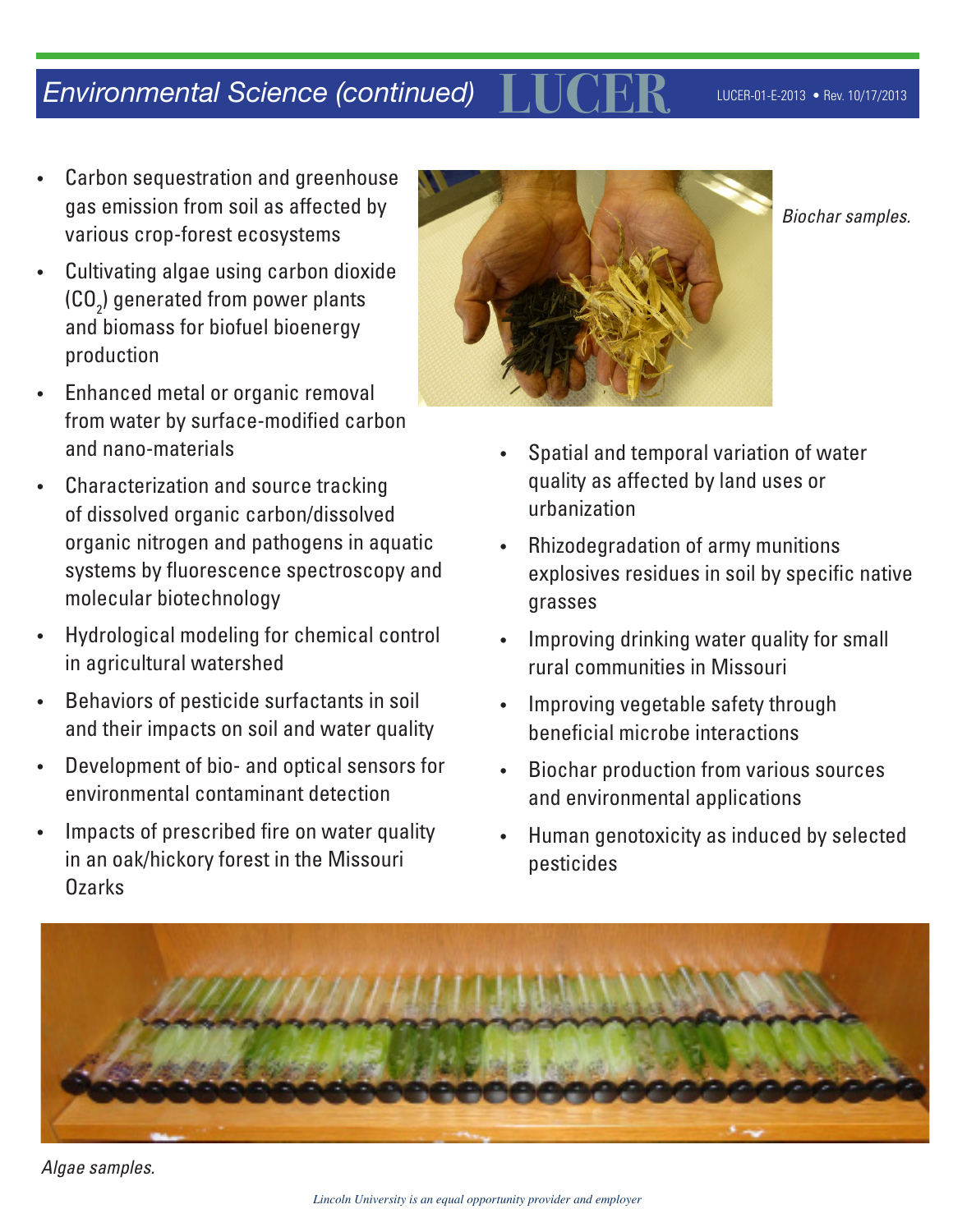## Environmental Science (continued)

- Carbon sequestration and greenhouse gas emission from soil as affected by various crop-forest ecosystems
- Cultivating algae using carbon dioxide ($CO_2$) generated from power plants and biomass for biofuel bioenergy production
- Enhanced metal or organic removal from water by surface-modified carbon and nano-materials
- Characterization and source tracking of dissolved organic carbon/dissolved organic nitrogen and pathogens in aquatic systems by fluorescence spectroscopy and molecular biotechnology
- Hydrological modeling for chemical control in agricultural watershed
- Behaviors of pesticide surfactants in soil and their impacts on soil and water quality
- Development of bio- and optical sensors for environmental contaminant detection
- Impacts of prescribed fire on water quality in an oak/hickory forest in the Missouri Ozarks

*Biochar samples.*

- Spatial and temporal variation of water quality as affected by land uses or urbanization
- Rhizodegradation of army munitions explosives residues in soil by specific native grasses
- Improving drinking water quality for small rural communities in Missouri
- Improving vegetable safety through beneficial microbe interactions
- Biochar production from various sources and environmental applications
- Human genotoxicity as induced by selected pesticides

*Algae samples.*

*Lincoln University is an equal opportunity provider and employer*